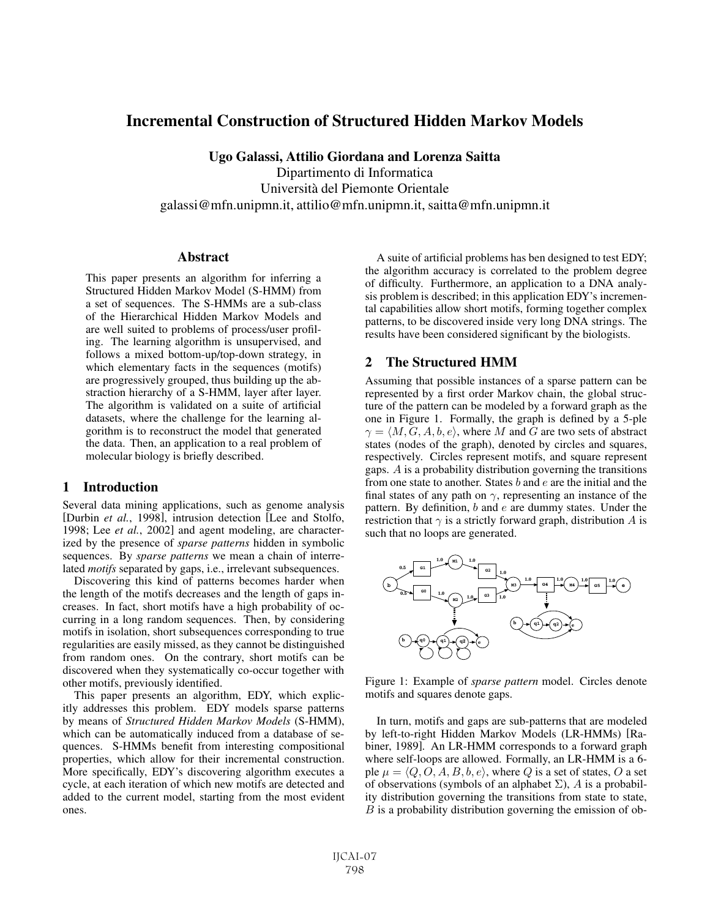# Incremental Construction of Structured Hidden Markov Models

**Ugo Galassi, Attilio Giordana and Lorenza Saitta**
Dipartimento di Informatica
Università del Piemonte Orientale
galassi@mfn.unipmn.it, attilio@mfn.unipmn.it, saitta@mfn.unipmn.it

## Abstract

This paper presents an algorithm for inferring a Structured Hidden Markov Model (S-HMM) from a set of sequences. The S-HMMs are a sub-class of the Hierarchical Hidden Markov Models and are well suited to problems of process/user profiling. The learning algorithm is unsupervised, and follows a mixed bottom-up/top-down strategy, in which elementary facts in the sequences (motifs) are progressively grouped, thus building up the abstraction hierarchy of a S-HMM, layer after layer. The algorithm is validated on a suite of artificial datasets, where the challenge for the learning algorithm is to reconstruct the model that generated the data. Then, an application to a real problem of molecular biology is briefly described.

## 1 Introduction

Several data mining applications, such as genome analysis [Durbin *et al.*, 1998], intrusion detection [Lee and Stolfo, 1998; Lee *et al.*, 2002] and agent modeling, are characterized by the presence of *sparse patterns* hidden in symbolic sequences. By *sparse patterns* we mean a chain of interrelated *motifs* separated by gaps, i.e., irrelevant subsequences.

Discovering this kind of patterns becomes harder when the length of the motifs decreases and the length of gaps increases. In fact, short motifs have a high probability of occurring in a long random sequences. Then, by considering motifs in isolation, short subsequences corresponding to true regularities are easily missed, as they cannot be distinguished from random ones. On the contrary, short motifs can be discovered when they systematically co-occur together with other motifs, previously identified.

This paper presents an algorithm, EDY, which explicitly addresses this problem. EDY models sparse patterns by means of *Structured Hidden Markov Models* (S-HMM), which can be automatically induced from a database of sequences. S-HMMs benefit from interesting compositional properties, which allow for their incremental construction. More specifically, EDY's discovering algorithm executes a cycle, at each iteration of which new motifs are detected and added to the current model, starting from the most evident ones.

A suite of artificial problems has ben designed to test EDY; the algorithm accuracy is correlated to the problem degree of difficulty. Furthermore, an application to a DNA analysis problem is described; in this application EDY's incremental capabilities allow short motifs, forming together complex patterns, to be discovered inside very long DNA strings. The results have been considered significant by the biologists.

## 2 The Structured HMM

Assuming that possible instances of a sparse pattern can be represented by a first order Markov chain, the global structure of the pattern can be modeled by a forward graph as the one in Figure 1. Formally, the graph is defined by a 5-ple $\gamma = \langle M, G, A, b, e \rangle$, where $M$ and $G$ are two sets of abstract states (nodes of the graph), denoted by circles and squares, respectively. Circles represent motifs, and square represent gaps. $A$ is a probability distribution governing the transitions from one state to another. States $b$ and $e$ are the initial and the final states of any path on $\gamma$, representing an instance of the pattern. By definition, $b$ and $e$ are dummy states. Under the restriction that $\gamma$ is a strictly forward graph, distribution $A$ is such that no loops are generated.

Figure 1: Example of *sparse pattern* model. Circles denote motifs and squares denote gaps.

In turn, motifs and gaps are sub-patterns that are modeled by left-to-right Hidden Markov Models (LR-HMMs) [Rabiner, 1989]. An LR-HMM corresponds to a forward graph where self-loops are allowed. Formally, an LR-HMM is a 6-ple $\mu = \langle Q, O, A, B, b, e \rangle$, where $Q$ is a set of states, $O$ a set of observations (symbols of an alphabet $\Sigma$), $A$ is a probability distribution governing the transitions from state to state, $B$ is a probability distribution governing the emission of ob-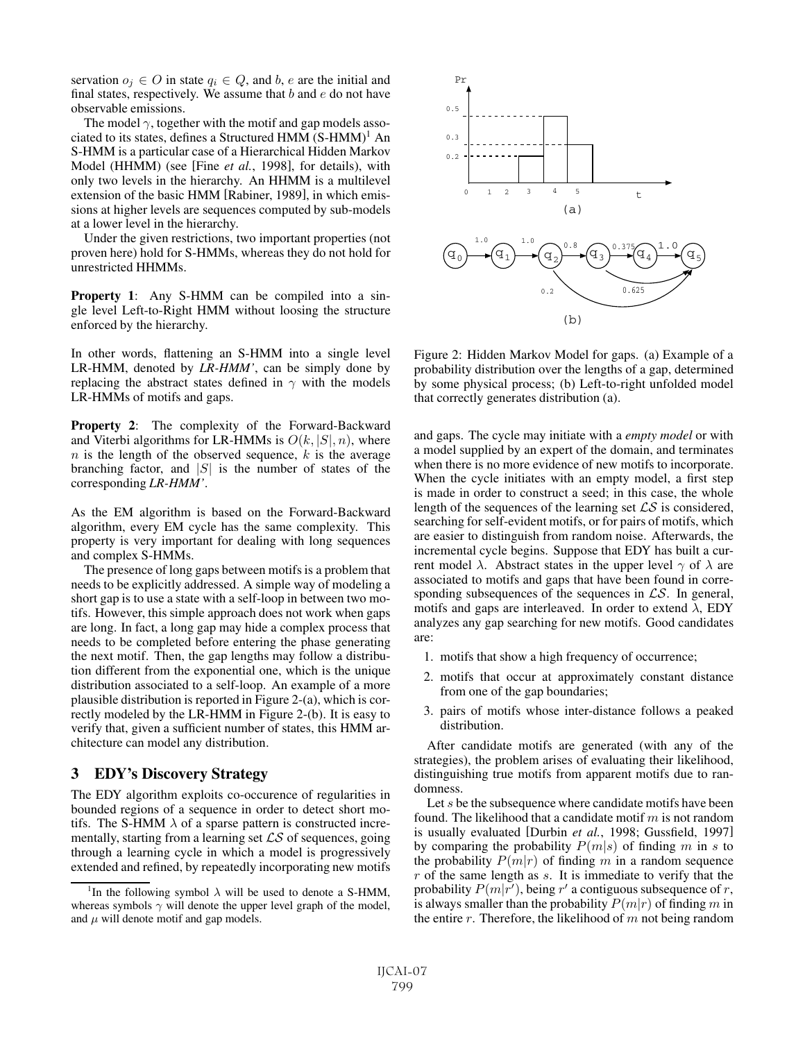servation $o_j \in O$ in state $q_i \in Q$, and $b$, $e$ are the initial and final states, respectively. We assume that $b$ and $e$ do not have observable emissions.

The model $\gamma$, together with the motif and gap models associated to its states, defines a Structured HMM (S-HMM)[1] An S-HMM is a particular case of a Hierarchical Hidden Markov Model (HHMM) (see [Fine *et al.*, 1998], for details), with only two levels in the hierarchy. An HHMM is a multilevel extension of the basic HMM [Rabiner, 1989], in which emissions at higher levels are sequences computed by sub-models at a lower level in the hierarchy.

Under the given restrictions, two important properties (not proven here) hold for S-HMMs, whereas they do not hold for unrestricted HHMMs.

**Property 1**: Any S-HMM can be compiled into a single level Left-to-Right HMM without loosing the structure enforced by the hierarchy.

In other words, flattening an S-HMM into a single level LR-HMM, denoted by *LR-HMM'*, can be simply done by replacing the abstract states defined in $\gamma$ with the models LR-HMMs of motifs and gaps.

**Property 2**: The complexity of the Forward-Backward and Viterbi algorithms for LR-HMMs is $O(k, |S|, n)$, where $n$ is the length of the observed sequence, $k$ is the average branching factor, and $|S|$ is the number of states of the corresponding *LR-HMM'*.

As the EM algorithm is based on the Forward-Backward algorithm, every EM cycle has the same complexity. This property is very important for dealing with long sequences and complex S-HMMs.

The presence of long gaps between motifs is a problem that needs to be explicitly addressed. A simple way of modeling a short gap is to use a state with a self-loop in between two motifs. However, this simple approach does not work when gaps are long. In fact, a long gap may hide a complex process that needs to be completed before entering the phase generating the next motif. Then, the gap lengths may follow a distribution different from the exponential one, which is the unique distribution associated to a self-loop. An example of a more plausible distribution is reported in Figure 2-(a), which is correctly modeled by the LR-HMM in Figure 2-(b). It is easy to verify that, given a sufficient number of states, this HMM architecture can model any distribution.

Figure 2: Hidden Markov Model for gaps. (a) Example of a probability distribution over the lengths of a gap, determined by some physical process; (b) Left-to-right unfolded model that correctly generates distribution (a).

## 3 EDY's Discovery Strategy

The EDY algorithm exploits co-occurence of regularities in bounded regions of a sequence in order to detect short motifs. The S-HMM $\lambda$ of a sparse pattern is constructed incrementally, starting from a learning set $\mathcal{LS}$ of sequences, going through a learning cycle in which a model is progressively extended and refined, by repeatedly incorporating new motifs and gaps. The cycle may initiate with an *empty model* or with a model supplied by an expert of the domain, and terminates when there is no more evidence of new motifs to incorporate. When the cycle initiates with an empty model, a first step is made in order to construct a seed; in this case, the whole length of the sequences of the learning set $\mathcal{LS}$ is considered, searching for self-evident motifs, or for pairs of motifs, which are easier to distinguish from random noise. Afterwards, the incremental cycle begins. Suppose that EDY has built a current model $\lambda$. Abstract states in the upper level $\gamma$ of $\lambda$ are associated to motifs and gaps that have been found in corresponding subsequences of the sequences in $\mathcal{LS}$. In general, motifs and gaps are interleaved. In order to extend $\lambda$, EDY analyzes any gap searching for new motifs. Good candidates are:

1. motifs that show a high frequency of occurrence;
2. motifs that occur at approximately constant distance from one of the gap boundaries;
3. pairs of motifs whose inter-distance follows a peaked distribution.

After candidate motifs are generated (with any of the strategies), the problem arises of evaluating their likelihood, distinguishing true motifs from apparent motifs due to randomness.

Let $s$ be the subsequence where candidate motifs have been found. The likelihood that a candidate motif $m$ is not random is usually evaluated [Durbin *et al.*, 1998; Gussfield, 1997] by comparing the probability $P(m|s)$ of finding $m$ in $s$ to the probability $P(m|r)$ of finding $m$ in a random sequence $r$ of the same length as $s$. It is immediate to verify that the probability $P(m|r')$, being $r'$ a contiguous subsequence of $r$, is always smaller than the probability $P(m|r)$ of finding $m$ in the entire $r$. Therefore, the likelihood of $m$ not being random

[1] In the following symbol $\lambda$ will be used to denote a S-HMM, whereas symbols $\gamma$ will denote the upper level graph of the model, and $\mu$ will denote motif and gap models.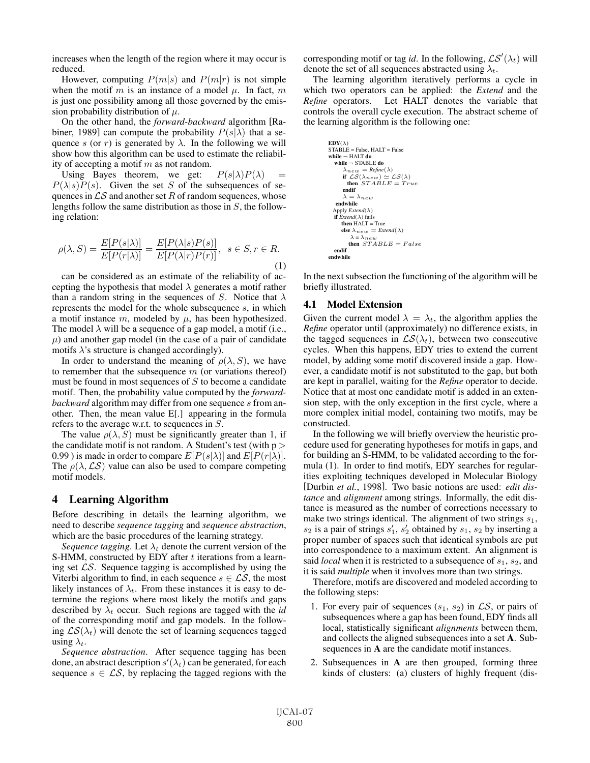increases when the length of the region where it may occur is reduced.

However, computing $P(m|s)$ and $P(m|r)$ is not simple when the motif $m$ is an instance of a model $\mu$. In fact, $m$ is just one possibility among all those governed by the emission probability distribution of $\mu$.

On the other hand, the *forward-backward* algorithm [Rabiner, 1989] can compute the probability $P(s|\lambda)$ that a sequence $s$ (or $r$) is generated by $\lambda$. In the following we will show how this algorithm can be used to estimate the reliability of accepting a motif $m$ as not random.

Using Bayes theorem, we get: $P(s|\lambda)P(\lambda) = P(\lambda|s)P(s)$. Given the set $S$ of the subsequences of sequences in $\mathcal{LS}$ and another set $R$ of random sequences, whose lengths follow the same distribution as those in $S$, the following relation:

$$\rho(\lambda, S) = \frac{E[P(s|\lambda)]}{E[P(r|\lambda)]} = \frac{E[P(\lambda|s)P(s)]}{E[P(\lambda|r)P(r)]}, \quad s \in S, r \in R. \tag{1}$$

can be considered as an estimate of the reliability of accepting the hypothesis that model $\lambda$ generates a motif rather than a random string in the sequences of $S$. Notice that $\lambda$ represents the model for the whole subsequence $s$, in which a motif instance $m$, modeled by $\mu$, has been hypothesized. The model $\lambda$ will be a sequence of a gap model, a motif (i.e., $\mu$) and another gap model (in the case of a pair of candidate motifs $\lambda$'s structure is changed accordingly).

In order to understand the meaning of $\rho(\lambda, S)$, we have to remember that the subsequence $m$ (or variations thereof) must be found in most sequences of $S$ to become a candidate motif. Then, the probability value computed by the *forward-backward* algorithm may differ from one sequence $s$ from another. Then, the mean value E[.] appearing in the formula refers to the average w.r.t. to sequences in $S$.

The value $\rho(\lambda, S)$ must be significantly greater than 1, if the candidate motif is not random. A Student's test (with $p > 0.99$ ) is made in order to compare $E[P(s|\lambda)]$ and $E[P(r|\lambda)]$. The $\rho(\lambda, \mathcal{LS})$ value can also be used to compare competing motif models.

## 4 Learning Algorithm

Before describing in details the learning algorithm, we need to describe *sequence tagging* and *sequence abstraction*, which are the basic procedures of the learning strategy.

*Sequence tagging*. Let $\lambda_t$ denote the current version of the S-HMM, constructed by EDY after $t$ iterations from a learning set $\mathcal{LS}$. Sequence tagging is accomplished by using the Viterbi algorithm to find, in each sequence $s \in \mathcal{LS}$, the most likely instances of $\lambda_t$. From these instances it is easy to determine the regions where most likely the motifs and gaps described by $\lambda_t$ occur. Such regions are tagged with the *id* of the corresponding motif and gap models. In the following $\mathcal{LS}(\lambda_t)$ will denote the set of learning sequences tagged using $\lambda_t$.

*Sequence abstraction*. After sequence tagging has been done, an abstract description $s'(\lambda_t)$ can be generated, for each sequence $s \in \mathcal{LS}$, by replacing the tagged regions with the corresponding motif or tag *id*. In the following, $\mathcal{LS}'(\lambda_t)$ will denote the set of all sequences abstracted using $\lambda_t$.

The learning algorithm iteratively performs a cycle in which two operators can be applied: the *Extend* and the *Refine* operators. Let HALT denotes the variable that controls the overall cycle execution. The abstract scheme of the learning algorithm is the following one:

```
EDY(λ)
STABLE = False, HALT = False
while ¬ HALT do
  while ¬ STABLE do
     λ_new = Refine(λ)
     if LS(λ_new) ≃ LS(λ)
       then STABLE = True
     endif
     λ = λ_new
  endwhile
  Apply Extend(λ)
  if Extend(λ) fails
     then HALT = True
     else λ_new = Extend(λ)
        λ = λ_new
        then STABLE = False
  endif
endwhile
```

In the next subsection the functioning of the algorithm will be briefly illustrated.

### 4.1 Model Extension

Given the current model $\lambda = \lambda_t$, the algorithm applies the *Refine* operator until (approximately) no difference exists, in the tagged sequences in $\mathcal{LS}(\lambda_t)$, between two consecutive cycles. When this happens, EDY tries to extend the current model, by adding some motif discovered inside a gap. However, a candidate motif is not substituted to the gap, but both are kept in parallel, waiting for the *Refine* operator to decide. Notice that at most one candidate motif is added in an extension step, with the only exception in the first cycle, where a more complex initial model, containing two motifs, may be constructed.

In the following we will briefly overview the heuristic procedure used for generating hypotheses for motifs in gaps, and for building an S-HMM, to be validated according to the formula (1). In order to find motifs, EDY searches for regularities exploiting techniques developed in Molecular Biology [Durbin *et al.*, 1998]. Two basic notions are used: *edit distance* and *alignment* among strings. Informally, the edit distance is measured as the number of corrections necessary to make two strings identical. The alignment of two strings $s_1$, $s_2$ is a pair of strings $s_1'$, $s_2'$ obtained by $s_1$, $s_2$ by inserting a proper number of spaces such that identical symbols are put into correspondence to a maximum extent. An alignment is said *local* when it is restricted to a subsequence of $s_1$, $s_2$, and it is said *multiple* when it involves more than two strings.

Therefore, motifs are discovered and modeled according to the following steps:

1. For every pair of sequences ($s_1$, $s_2$) in $\mathcal{LS}$, or pairs of subsequences where a gap has been found, EDY finds all local, statistically significant *alignments* between them, and collects the aligned subsequences into a set **A**. Subsequences in **A** are the candidate motif instances.
2. Subsequences in **A** are then grouped, forming three kinds of clusters: (a) clusters of highly frequent (dis-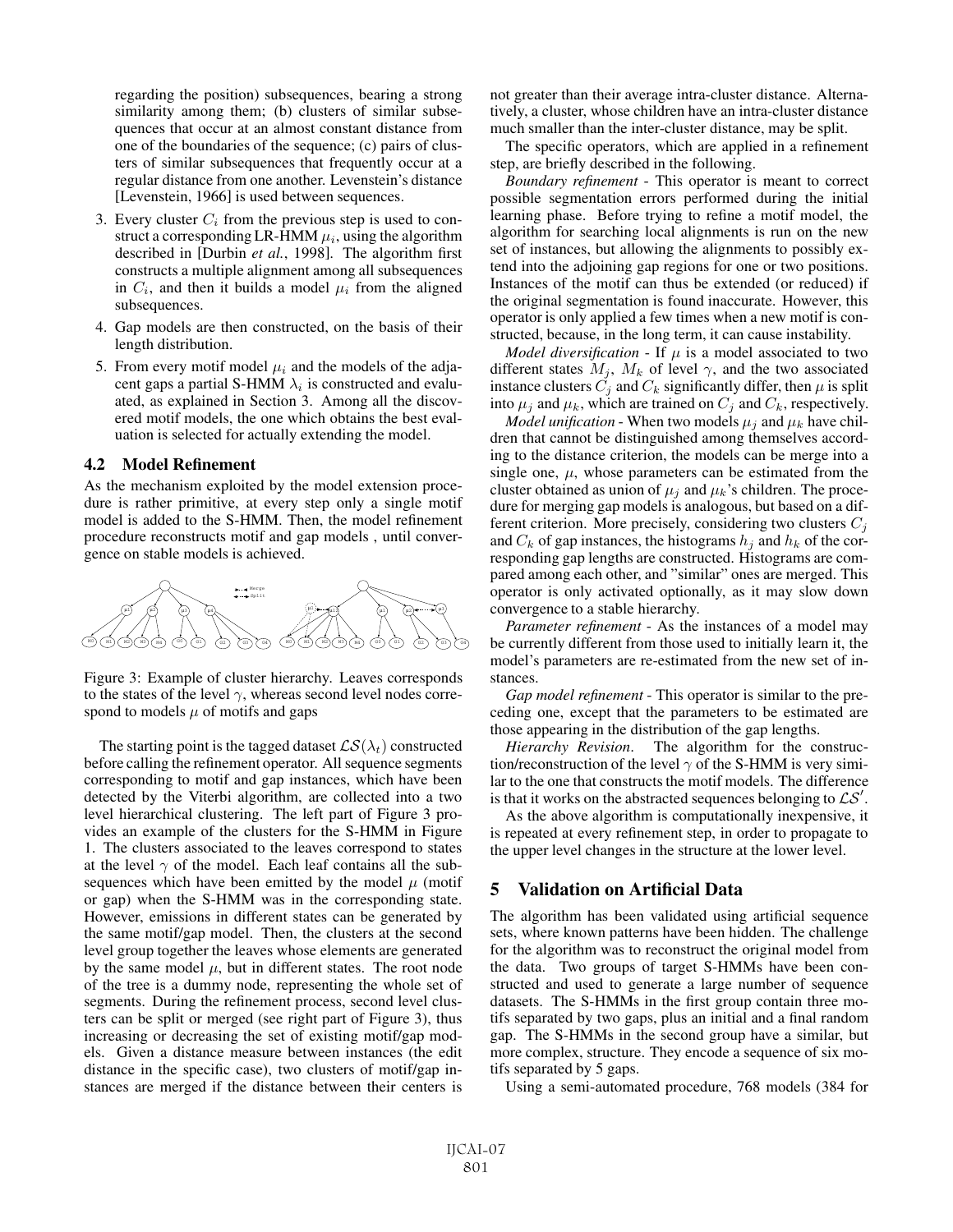regarding the position) subsequences, bearing a strong similarity among them; (b) clusters of similar subsequences that occur at an almost constant distance from one of the boundaries of the sequence; (c) pairs of clusters of similar subsequences that frequently occur at a regular distance from one another. Levenstein's distance [Levenstein, 1966] is used between sequences.

3. Every cluster $C_i$ from the previous step is used to construct a corresponding LR-HMM $\mu_i$, using the algorithm described in [Durbin *et al.*, 1998]. The algorithm first constructs a multiple alignment among all subsequences in $C_i$, and then it builds a model $\mu_i$ from the aligned subsequences.
4. Gap models are then constructed, on the basis of their length distribution.
5. From every motif model $\mu_i$ and the models of the adjacent gaps a partial S-HMM $\lambda_i$ is constructed and evaluated, as explained in Section 3. Among all the discovered motif models, the one which obtains the best evaluation is selected for actually extending the model.

### 4.2 Model Refinement

As the mechanism exploited by the model extension procedure is rather primitive, at every step only a single motif model is added to the S-HMM. Then, the model refinement procedure reconstructs motif and gap models , until convergence on stable models is achieved.

Figure 3: Example of cluster hierarchy. Leaves corresponds to the states of the level $\gamma$, whereas second level nodes correspond to models $\mu$ of motifs and gaps

The starting point is the tagged dataset $\mathcal{LS}(\lambda_t)$ constructed before calling the refinement operator. All sequence segments corresponding to motif and gap instances, which have been detected by the Viterbi algorithm, are collected into a two level hierarchical clustering. The left part of Figure 3 provides an example of the clusters for the S-HMM in Figure 1. The clusters associated to the leaves correspond to states at the level $\gamma$ of the model. Each leaf contains all the subsequences which have been emitted by the model $\mu$ (motif or gap) when the S-HMM was in the corresponding state. However, emissions in different states can be generated by the same motif/gap model. Then, the clusters at the second level group together the leaves whose elements are generated by the same model $\mu$, but in different states. The root node of the tree is a dummy node, representing the whole set of segments. During the refinement process, second level clusters can be split or merged (see right part of Figure 3), thus increasing or decreasing the set of existing motif/gap models. Given a distance measure between instances (the edit distance in the specific case), two clusters of motif/gap instances are merged if the distance between their centers is not greater than their average intra-cluster distance. Alternatively, a cluster, whose children have an intra-cluster distance much smaller than the inter-cluster distance, may be split.

The specific operators, which are applied in a refinement step, are briefly described in the following.

*Boundary refinement* - This operator is meant to correct possible segmentation errors performed during the initial learning phase. Before trying to refine a motif model, the algorithm for searching local alignments is run on the new set of instances, but allowing the alignments to possibly extend into the adjoining gap regions for one or two positions. Instances of the motif can thus be extended (or reduced) if the original segmentation is found inaccurate. However, this operator is only applied a few times when a new motif is constructed, because, in the long term, it can cause instability.

*Model diversification* - If $\mu$ is a model associated to two different states $M_j$, $M_k$ of level $\gamma$, and the two associated instance clusters $C_j$ and $C_k$ significantly differ, then $\mu$ is split into $\mu_j$ and $\mu_k$, which are trained on $C_j$ and $C_k$, respectively.

*Model unification* - When two models $\mu_j$ and $\mu_k$ have children that cannot be distinguished among themselves according to the distance criterion, the models can be merge into a single one, $\mu$, whose parameters can be estimated from the cluster obtained as union of $\mu_j$ and $\mu_k$'s children. The procedure for merging gap models is analogous, but based on a different criterion. More precisely, considering two clusters $C_j$ and $C_k$ of gap instances, the histograms $h_j$ and $h_k$ of the corresponding gap lengths are constructed. Histograms are compared among each other, and "similar" ones are merged. This operator is only activated optionally, as it may slow down convergence to a stable hierarchy.

*Parameter refinement* - As the instances of a model may be currently different from those used to initially learn it, the model's parameters are re-estimated from the new set of instances.

*Gap model refinement* - This operator is similar to the preceding one, except that the parameters to be estimated are those appearing in the distribution of the gap lengths.

*Hierarchy Revision*. The algorithm for the construction/reconstruction of the level $\gamma$ of the S-HMM is very similar to the one that constructs the motif models. The difference is that it works on the abstracted sequences belonging to $\mathcal{LS}'$.

As the above algorithm is computationally inexpensive, it is repeated at every refinement step, in order to propagate to the upper level changes in the structure at the lower level.

## 5 Validation on Artificial Data

The algorithm has been validated using artificial sequence sets, where known patterns have been hidden. The challenge for the algorithm was to reconstruct the original model from the data. Two groups of target S-HMMs have been constructed and used to generate a large number of sequence datasets. The S-HMMs in the first group contain three motifs separated by two gaps, plus an initial and a final random gap. The S-HMMs in the second group have a similar, but more complex, structure. They encode a sequence of six motifs separated by 5 gaps.

Using a semi-automated procedure, 768 models (384 for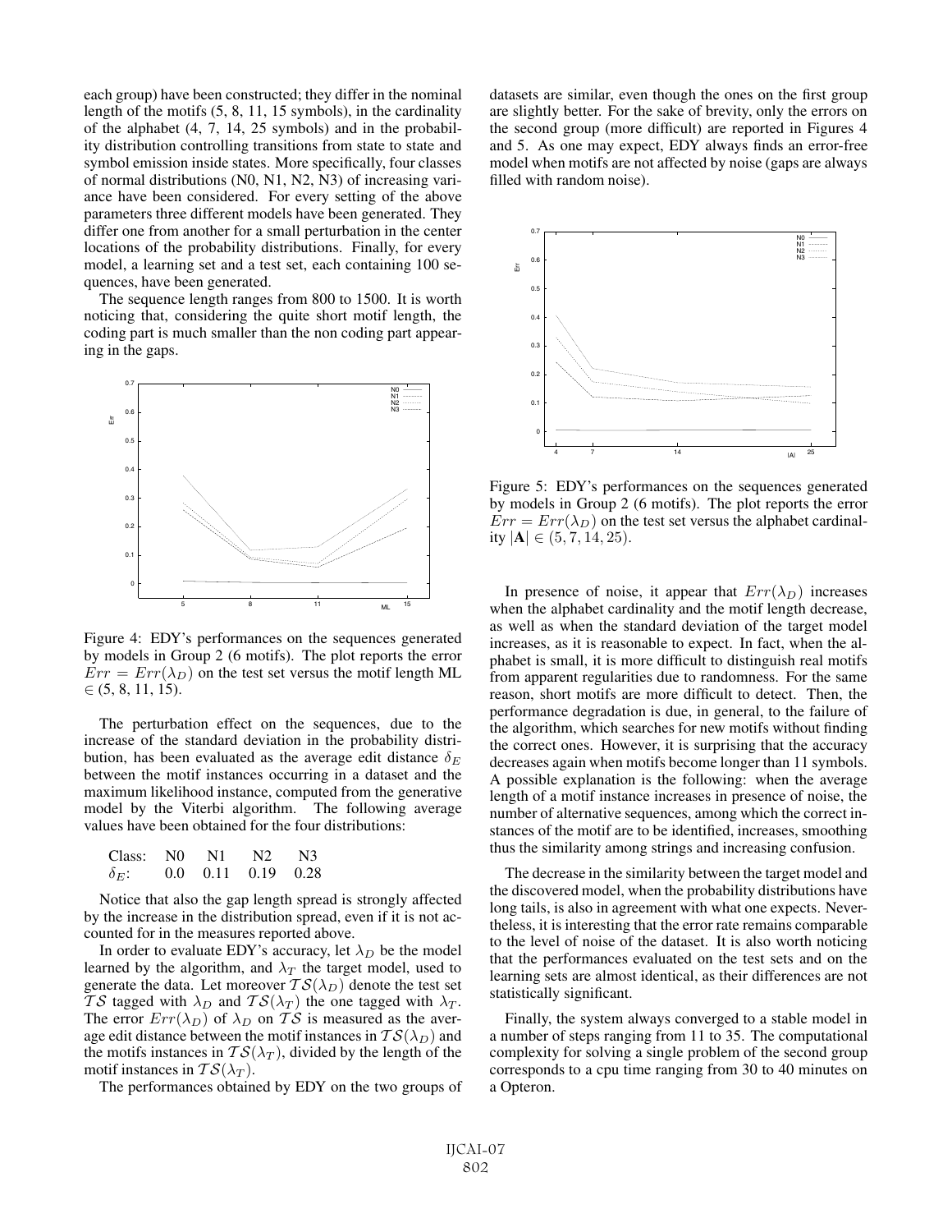each group) have been constructed; they differ in the nominal length of the motifs (5, 8, 11, 15 symbols), in the cardinality of the alphabet (4, 7, 14, 25 symbols) and in the probability distribution controlling transitions from state to state and symbol emission inside states. More specifically, four classes of normal distributions (N0, N1, N2, N3) of increasing variance have been considered. For every setting of the above parameters three different models have been generated. They differ one from another for a small perturbation in the center locations of the probability distributions. Finally, for every model, a learning set and a test set, each containing 100 sequences, have been generated.

The sequence length ranges from 800 to 1500. It is worth noticing that, considering the quite short motif length, the coding part is much smaller than the non coding part appearing in the gaps.

Figure 4: EDY's performances on the sequences generated by models in Group 2 (6 motifs). The plot reports the error $Err = Err(\lambda_D)$ on the test set versus the motif length ML $\in (5, 8, 11, 15)$.

The perturbation effect on the sequences, due to the increase of the standard deviation in the probability distribution, has been evaluated as the average edit distance $\delta_E$ between the motif instances occurring in a dataset and the maximum likelihood instance, computed from the generative model by the Viterbi algorithm. The following average values have been obtained for the four distributions:

| Class: | N0 | N1 | N2 | N3 |
|---|---|---|---|---|
| $\delta_E$: | 0.0 | 0.11 | 0.19 | 0.28 |

Notice that also the gap length spread is strongly affected by the increase in the distribution spread, even if it is not accounted for in the measures reported above.

In order to evaluate EDY's accuracy, let $\lambda_D$ be the model learned by the algorithm, and $\lambda_T$ the target model, used to generate the data. Let moreover $\mathcal{TS}(\lambda_D)$ denote the test set $\mathcal{TS}$ tagged with $\lambda_D$ and $\mathcal{TS}(\lambda_T)$ the one tagged with $\lambda_T$. The error $Err(\lambda_D)$ of $\lambda_D$ on $\mathcal{TS}$ is measured as the average edit distance between the motif instances in $\mathcal{TS}(\lambda_D)$ and the motifs instances in $\mathcal{TS}(\lambda_T)$, divided by the length of the motif instances in $\mathcal{TS}(\lambda_T)$.

The performances obtained by EDY on the two groups of datasets are similar, even though the ones on the first group are slightly better. For the sake of brevity, only the errors on the second group (more difficult) are reported in Figures 4 and 5. As one may expect, EDY always finds an error-free model when motifs are not affected by noise (gaps are always filled with random noise).

Figure 5: EDY's performances on the sequences generated by models in Group 2 (6 motifs). The plot reports the error $Err = Err(\lambda_D)$ on the test set versus the alphabet cardinality $|\mathbf{A}| \in (5, 7, 14, 25)$.

In presence of noise, it appear that $Err(\lambda_D)$ increases when the alphabet cardinality and the motif length decrease, as well as when the standard deviation of the target model increases, as it is reasonable to expect. In fact, when the alphabet is small, it is more difficult to distinguish real motifs from apparent regularities due to randomness. For the same reason, short motifs are more difficult to detect. Then, the performance degradation is due, in general, to the failure of the algorithm, which searches for new motifs without finding the correct ones. However, it is surprising that the accuracy decreases again when motifs become longer than 11 symbols. A possible explanation is the following: when the average length of a motif instance increases in presence of noise, the number of alternative sequences, among which the correct instances of the motif are to be identified, increases, smoothing thus the similarity among strings and increasing confusion.

The decrease in the similarity between the target model and the discovered model, when the probability distributions have long tails, is also in agreement with what one expects. Nevertheless, it is interesting that the error rate remains comparable to the level of noise of the dataset. It is also worth noticing that the performances evaluated on the test sets and on the learning sets are almost identical, as their differences are not statistically significant.

Finally, the system always converged to a stable model in a number of steps ranging from 11 to 35. The computational complexity for solving a single problem of the second group corresponds to a cpu time ranging from 30 to 40 minutes on a Opteron.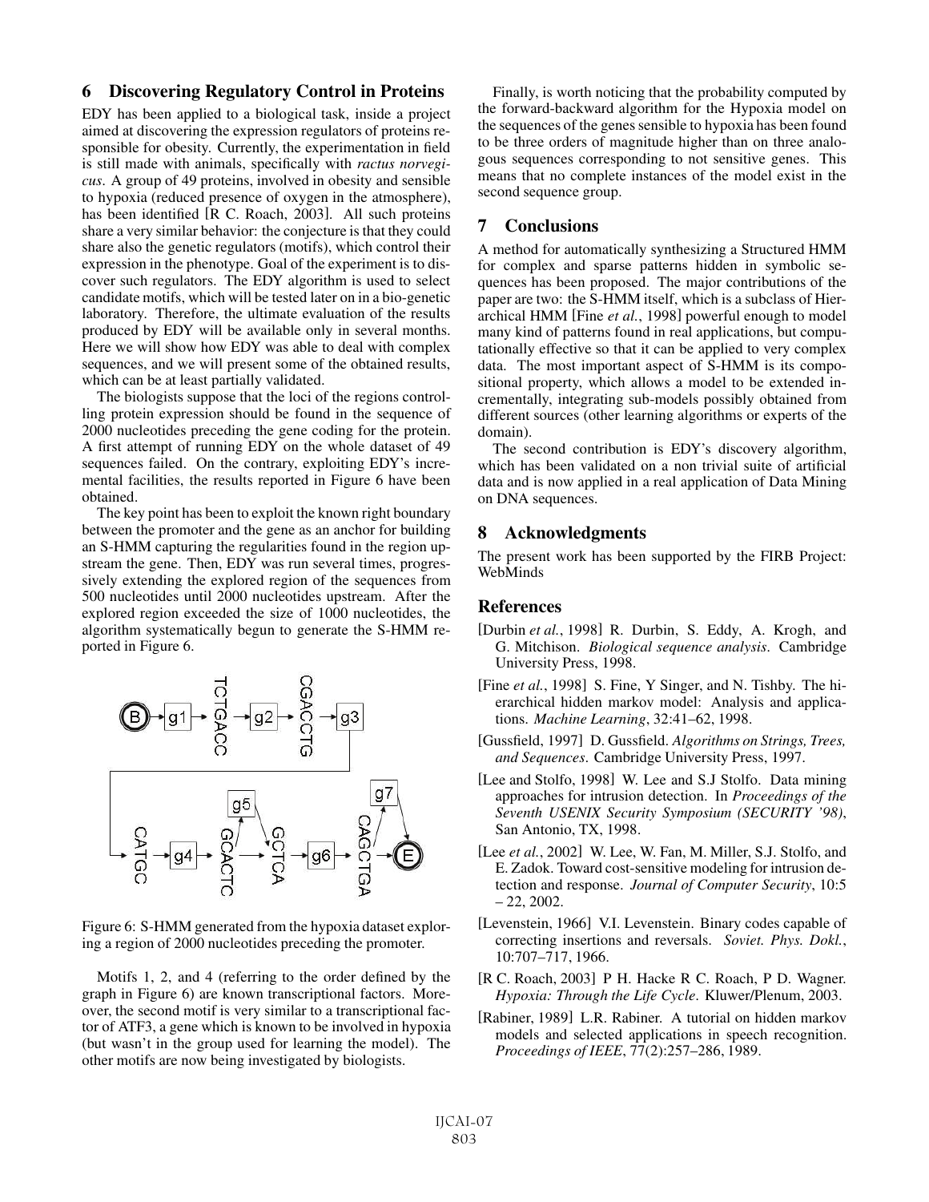## 6 Discovering Regulatory Control in Proteins

EDY has been applied to a biological task, inside a project aimed at discovering the expression regulators of proteins responsible for obesity. Currently, the experimentation in field is still made with animals, specifically with *ractus norvegicus*. A group of 49 proteins, involved in obesity and sensible to hypoxia (reduced presence of oxygen in the atmosphere), has been identified [R C. Roach, 2003]. All such proteins share a very similar behavior: the conjecture is that they could share also the genetic regulators (motifs), which control their expression in the phenotype. Goal of the experiment is to discover such regulators. The EDY algorithm is used to select candidate motifs, which will be tested later on in a bio-genetic laboratory. Therefore, the ultimate evaluation of the results produced by EDY will be available only in several months. Here we will show how EDY was able to deal with complex sequences, and we will present some of the obtained results, which can be at least partially validated.

The biologists suppose that the loci of the regions controlling protein expression should be found in the sequence of 2000 nucleotides preceding the gene coding for the protein. A first attempt of running EDY on the whole dataset of 49 sequences failed. On the contrary, exploiting EDY's incremental facilities, the results reported in Figure 6 have been obtained.

The key point has been to exploit the known right boundary between the promoter and the gene as an anchor for building an S-HMM capturing the regularities found in the region upstream the gene. Then, EDY was run several times, progressively extending the explored region of the sequences from 500 nucleotides until 2000 nucleotides upstream. After the explored region exceeded the size of 1000 nucleotides, the algorithm systematically begun to generate the S-HMM reported in Figure 6.

B
g1
TCTGACC
g2
CGACCTG
g3
CATGC
g4
GCACTC
g5
GCTCA
g6
CAGCTGA
g7
E

Figure 6: S-HMM generated from the hypoxia dataset exploring a region of 2000 nucleotides preceding the promoter.

Motifs 1, 2, and 4 (referring to the order defined by the graph in Figure 6) are known transcriptional factors. Moreover, the second motif is very similar to a transcriptional factor of ATF3, a gene which is known to be involved in hypoxia (but wasn't in the group used for learning the model). The other motifs are now being investigated by biologists.

Finally, is worth noticing that the probability computed by the forward-backward algorithm for the Hypoxia model on the sequences of the genes sensible to hypoxia has been found to be three orders of magnitude higher than on three analogous sequences corresponding to not sensitive genes. This means that no complete instances of the model exist in the second sequence group.

## 7 Conclusions

A method for automatically synthesizing a Structured HMM for complex and sparse patterns hidden in symbolic sequences has been proposed. The major contributions of the paper are two: the S-HMM itself, which is a subclass of Hierarchical HMM [Fine *et al.*, 1998] powerful enough to model many kind of patterns found in real applications, but computationally effective so that it can be applied to very complex data. The most important aspect of S-HMM is its compositional property, which allows a model to be extended incrementally, integrating sub-models possibly obtained from different sources (other learning algorithms or experts of the domain).

The second contribution is EDY's discovery algorithm, which has been validated on a non trivial suite of artificial data and is now applied in a real application of Data Mining on DNA sequences.

## 8 Acknowledgments

The present work has been supported by the FIRB Project: WebMinds

## References

[Durbin *et al.*, 1998] R. Durbin, S. Eddy, A. Krogh, and G. Mitchison. *Biological sequence analysis*. Cambridge University Press, 1998.

[Fine *et al.*, 1998] S. Fine, Y Singer, and N. Tishby. The hierarchical hidden markov model: Analysis and applications. *Machine Learning*, 32:41–62, 1998.

[Gussfield, 1997] D. Gussfield. *Algorithms on Strings, Trees, and Sequences*. Cambridge University Press, 1997.

[Lee and Stolfo, 1998] W. Lee and S.J Stolfo. Data mining approaches for intrusion detection. In *Proceedings of the Seventh USENIX Security Symposium (SECURITY '98)*, San Antonio, TX, 1998.

[Lee *et al.*, 2002] W. Lee, W. Fan, M. Miller, S.J. Stolfo, and E. Zadok. Toward cost-sensitive modeling for intrusion detection and response. *Journal of Computer Security*, 10:5 – 22, 2002.

[Levenstein, 1966] V.I. Levenstein. Binary codes capable of correcting insertions and reversals. *Soviet. Phys. Dokl.*, 10:707–717, 1966.

[R C. Roach, 2003] P H. Hacke R C. Roach, P D. Wagner. *Hypoxia: Through the Life Cycle*. Kluwer/Plenum, 2003.

[Rabiner, 1989] L.R. Rabiner. A tutorial on hidden markov models and selected applications in speech recognition. *Proceedings of IEEE*, 77(2):257–286, 1989.